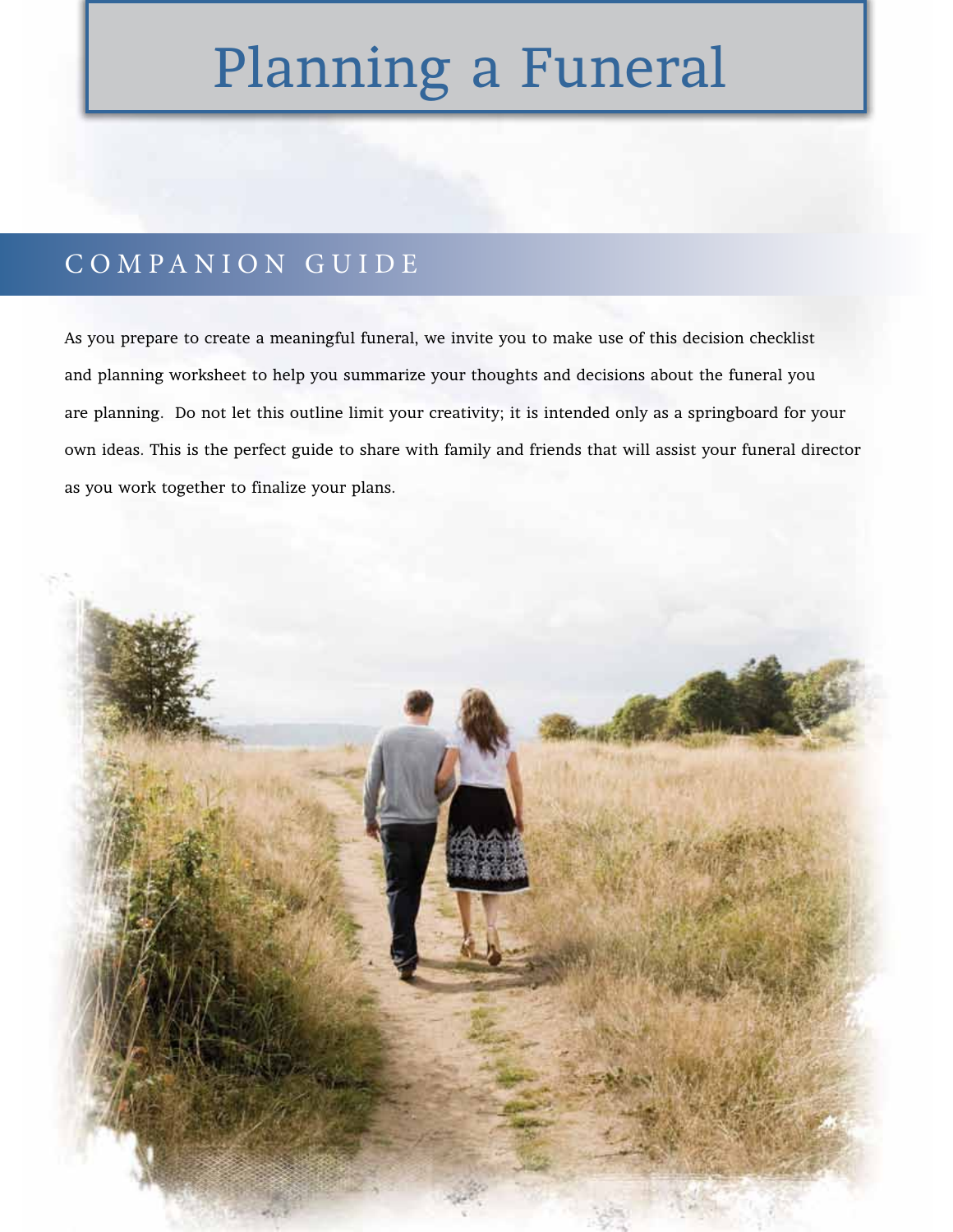# Planning a Funeral

## COMPANION GUIDE

As you prepare to create a meaningful funeral, we invite you to make use of this decision checklist and planning worksheet to help you summarize your thoughts and decisions about the funeral you are planning. Do not let this outline limit your creativity; it is intended only as a springboard for your own ideas. This is the perfect guide to share with family and friends that will assist your funeral director as you work together to finalize your plans.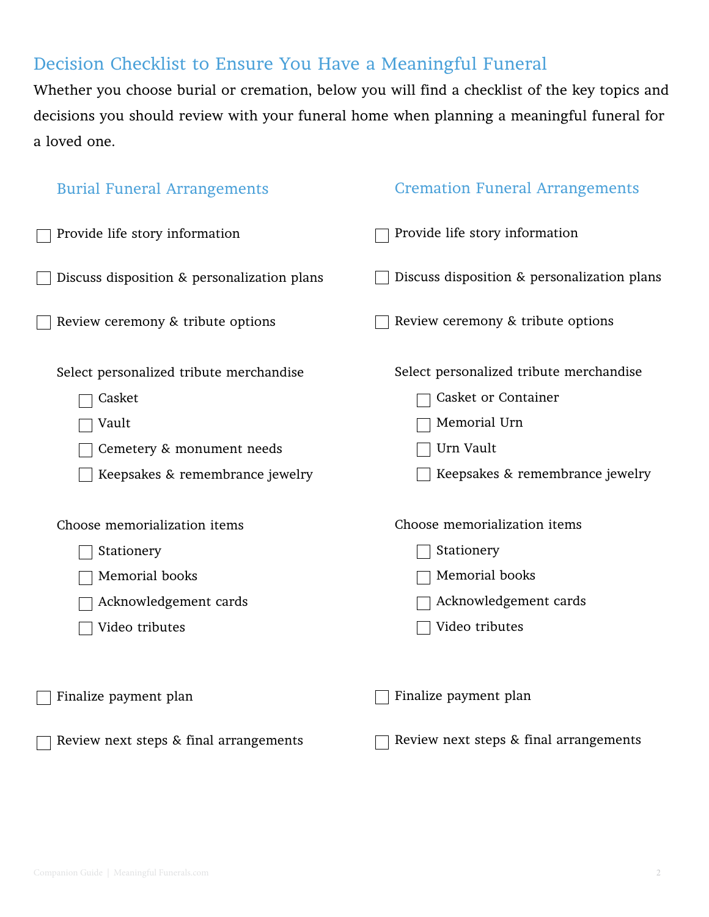## Decision Checklist to Ensure You Have a Meaningful Funeral

Whether you choose burial or cremation, below you will find a checklist of the key topics and decisions you should review with your funeral home when planning a meaningful funeral for a loved one.

### Burial Funeral Arrangements

- [ ] Provide life story information
- [ ] Discuss disposition & personalization plans
- [ ] Review ceremony & tribute options

Select personalized tribute merchandise

- [ ] Casket
- [ ] Vault
- [ ] Cemetery & monument needs
- [ ] Keepsakes & remembrance jewelry

Choose memorialization items

- [ ] Stationery
- [ ] Memorial books
- [ ] Acknowledgement cards
- [ ] Video tributes

- [ ] Finalize payment plan
- [ ] Review next steps & final arrangements

### Cremation Funeral Arrangements

- [ ] Provide life story information
- [ ] Discuss disposition & personalization plans
- [ ] Review ceremony & tribute options

Select personalized tribute merchandise

- [ ] Casket or Container
- [ ] Memorial Urn
- [ ] Urn Vault
- [ ] Keepsakes & remembrance jewelry

Choose memorialization items

- [ ] Stationery
- [ ] Memorial books
- [ ] Acknowledgement cards
- [ ] Video tributes

- [ ] Finalize payment plan
- [ ] Review next steps & final arrangements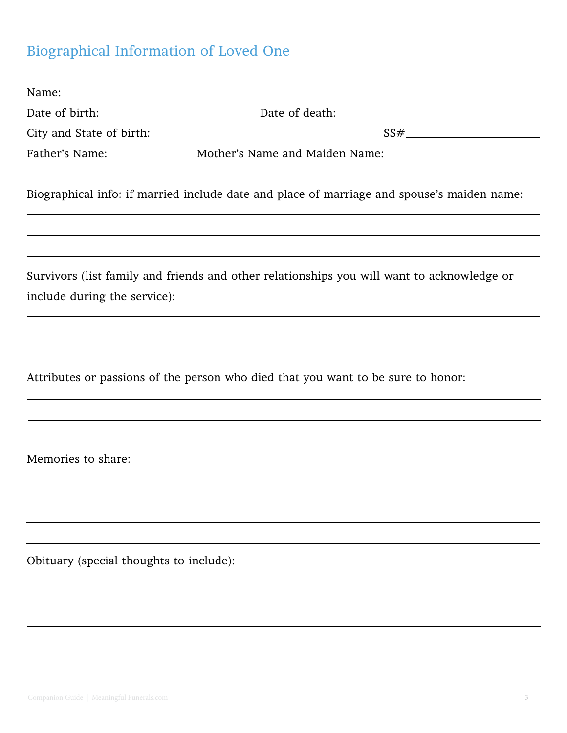## Biographical Information of Loved One

Name: ______________________________________________

Date of birth: ____________________ Date of death: ____________________

City and State of birth: ____________________ SS# ____________________

Father's Name: ____________ Mother's Name and Maiden Name: ____________________

Biographical info: if married include date and place of marriage and spouse's maiden name:

______________________________________________

______________________________________________

______________________________________________

Survivors (list family and friends and other relationships you will want to acknowledge or include during the service):

______________________________________________

______________________________________________

______________________________________________

Attributes or passions of the person who died that you want to be sure to honor:

______________________________________________

______________________________________________

______________________________________________

Memories to share:

______________________________________________

______________________________________________

______________________________________________

______________________________________________

Obituary (special thoughts to include):

______________________________________________

______________________________________________

______________________________________________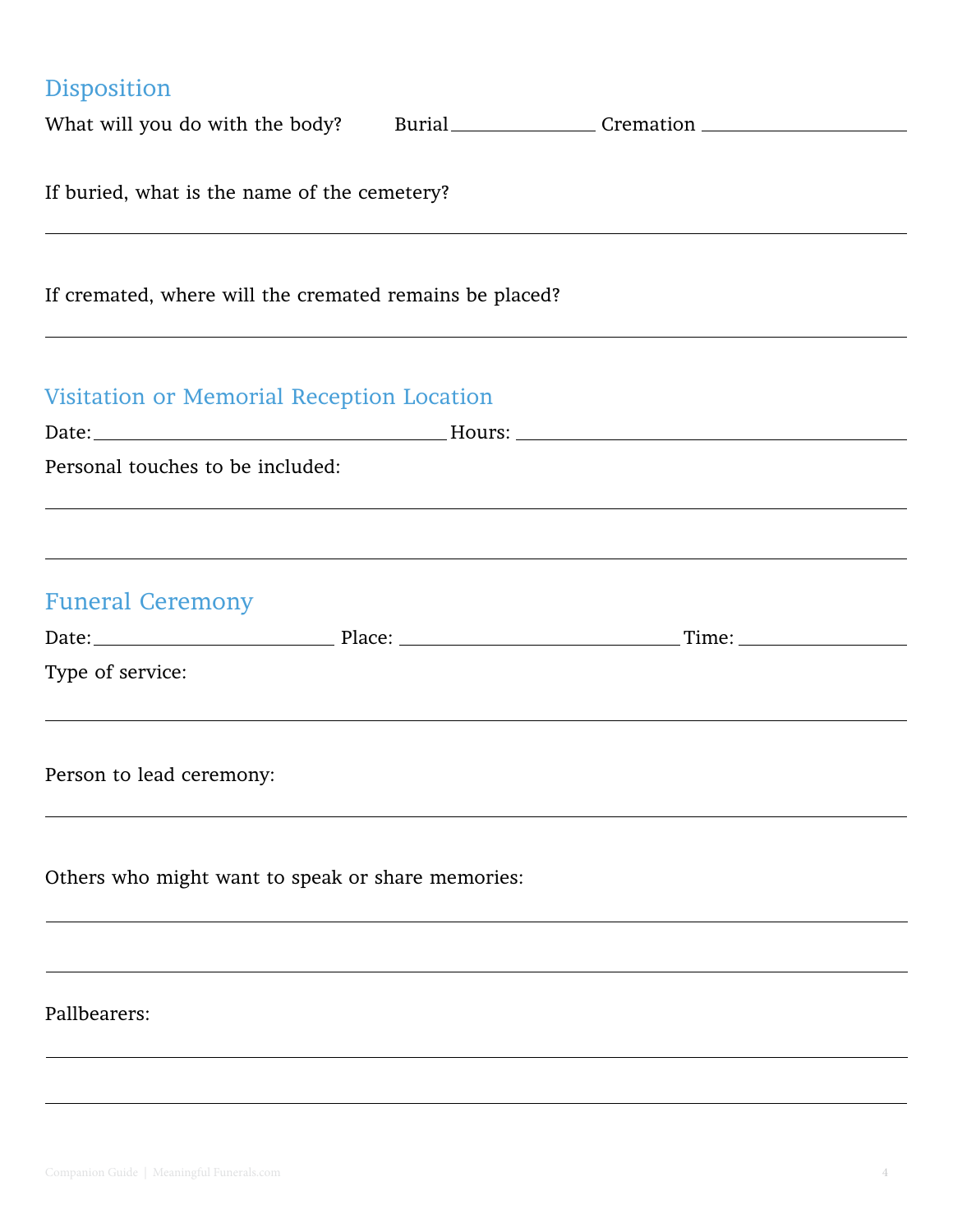## Disposition

What will you do with the body? Burial \_\_\_\_\_\_\_\_\_\_ Cremation \_\_\_\_\_\_\_\_\_\_

If buried, what is the name of the cemetery?

\_\_\_\_\_\_\_\_\_\_\_\_\_\_\_\_\_\_\_\_\_\_\_\_\_\_\_\_\_\_\_\_\_\_\_\_\_\_\_\_

If cremated, where will the cremated remains be placed?

\_\_\_\_\_\_\_\_\_\_\_\_\_\_\_\_\_\_\_\_\_\_\_\_\_\_\_\_\_\_\_\_\_\_\_\_\_\_\_\_

## Visitation or Memorial Reception Location

Date: \_\_\_\_\_\_\_\_\_\_\_\_\_\_\_\_\_\_\_\_ Hours: \_\_\_\_\_\_\_\_\_\_\_\_\_\_\_\_\_\_\_\_

Personal touches to be included:

\_\_\_\_\_\_\_\_\_\_\_\_\_\_\_\_\_\_\_\_\_\_\_\_\_\_\_\_\_\_\_\_\_\_\_\_\_\_\_\_

\_\_\_\_\_\_\_\_\_\_\_\_\_\_\_\_\_\_\_\_\_\_\_\_\_\_\_\_\_\_\_\_\_\_\_\_\_\_\_\_

## Funeral Ceremony

Date: \_\_\_\_\_\_\_\_\_\_\_\_ Place: \_\_\_\_\_\_\_\_\_\_\_\_\_\_\_\_ Time: \_\_\_\_\_\_\_\_\_\_

Type of service:

\_\_\_\_\_\_\_\_\_\_\_\_\_\_\_\_\_\_\_\_\_\_\_\_\_\_\_\_\_\_\_\_\_\_\_\_\_\_\_\_

Person to lead ceremony:

\_\_\_\_\_\_\_\_\_\_\_\_\_\_\_\_\_\_\_\_\_\_\_\_\_\_\_\_\_\_\_\_\_\_\_\_\_\_\_\_

Others who might want to speak or share memories:

\_\_\_\_\_\_\_\_\_\_\_\_\_\_\_\_\_\_\_\_\_\_\_\_\_\_\_\_\_\_\_\_\_\_\_\_\_\_\_\_

\_\_\_\_\_\_\_\_\_\_\_\_\_\_\_\_\_\_\_\_\_\_\_\_\_\_\_\_\_\_\_\_\_\_\_\_\_\_\_\_

Pallbearers:

\_\_\_\_\_\_\_\_\_\_\_\_\_\_\_\_\_\_\_\_\_\_\_\_\_\_\_\_\_\_\_\_\_\_\_\_\_\_\_\_

\_\_\_\_\_\_\_\_\_\_\_\_\_\_\_\_\_\_\_\_\_\_\_\_\_\_\_\_\_\_\_\_\_\_\_\_\_\_\_\_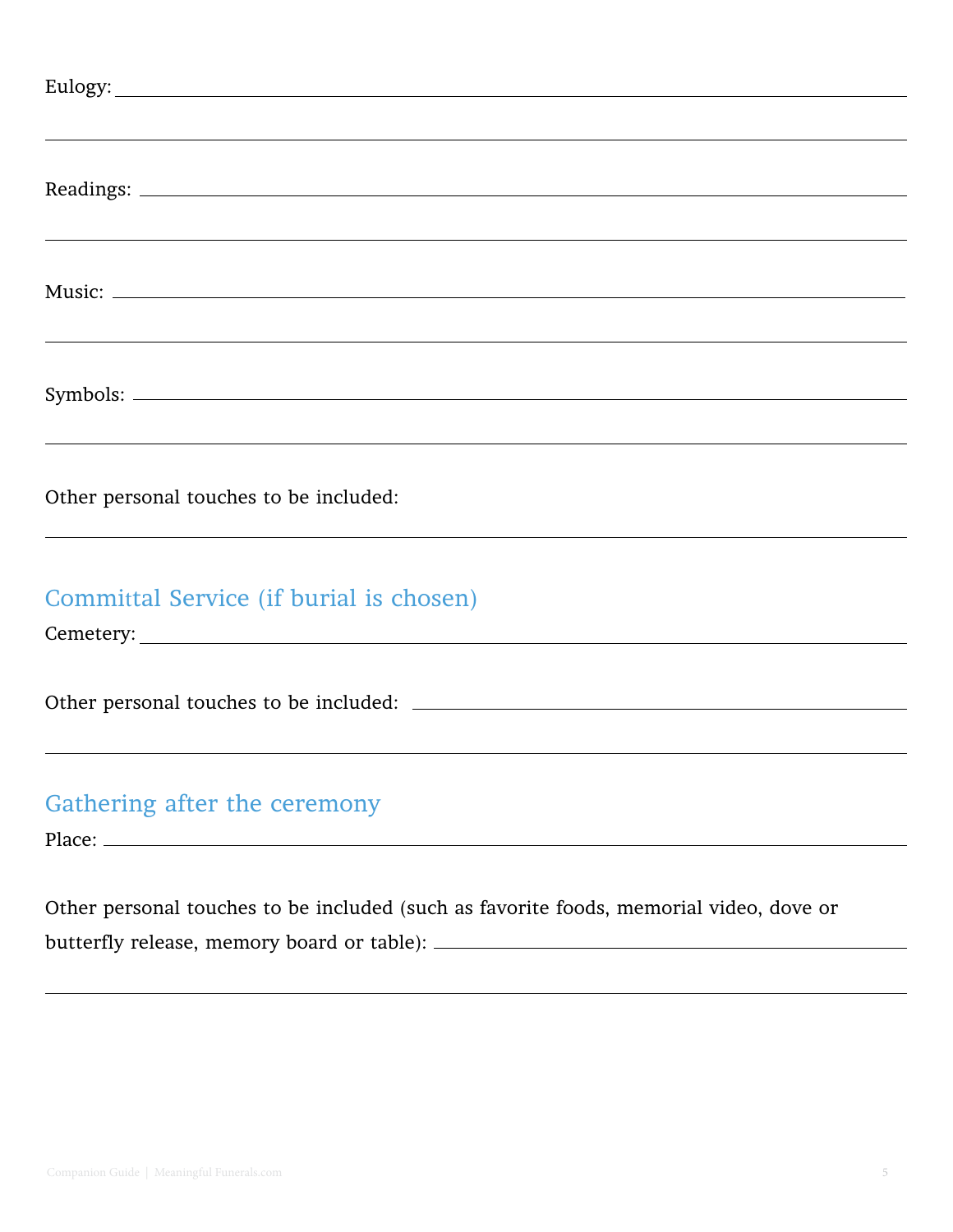Eulogy: ______________________________________________

______________________________________________

Readings: ______________________________________________

______________________________________________

Music: ______________________________________________

______________________________________________

Symbols: ______________________________________________

______________________________________________

Other personal touches to be included:

______________________________________________

## Committal Service (if burial is chosen)

Cemetery: ______________________________________________

Other personal touches to be included: ______________________________________________

______________________________________________

## Gathering after the ceremony

Place: ______________________________________________

Other personal touches to be included (such as favorite foods, memorial video, dove or butterfly release, memory board or table): ______________________________________________

______________________________________________